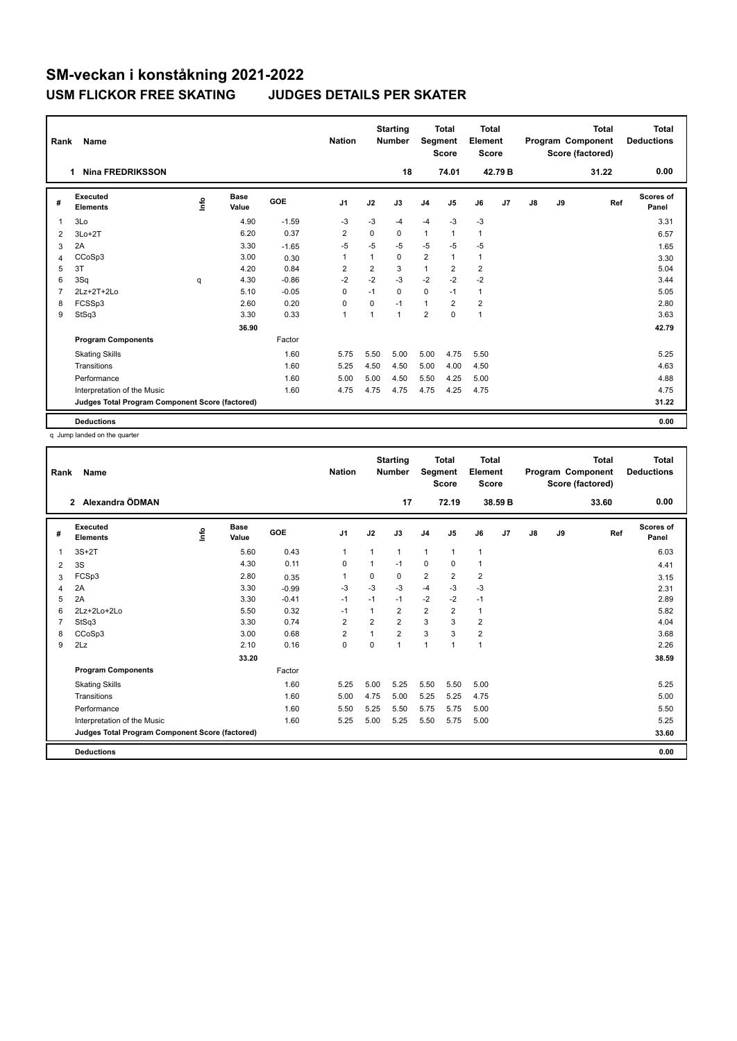# SM-veckan i konståkning 2021-2022

## USM FLICKOR FREE SKATING JUDGES DETAILS PER SKATER

| Rank | Name | Nation | Starting Number | Total Segment Score | Total Element Score | Total Program Component Score (factored) | Total Deductions |
|---|---|---|---|---|---|---|---|
| 1 | Nina FREDRIKSSON | | 18 | 74.01 | 42.79 B | 31.22 | 0.00 |

| # | Executed Elements | Info | Base Value | GOE | J1 | J2 | J3 | J4 | J5 | J6 | J7 | J8 | J9 | Ref | Scores of Panel |
|---|---|---|---|---|---|---|---|---|---|---|---|---|---|---|---|
| 1 | 3Lo | | 4.90 | -1.59 | -3 | -3 | -4 | -4 | -3 | -3 | | | | | 3.31 |
| 2 | 3Lo+2T | | 6.20 | 0.37 | 2 | 0 | 0 | 1 | 1 | 1 | | | | | 6.57 |
| 3 | 2A | | 3.30 | -1.65 | -5 | -5 | -5 | -5 | -5 | -5 | | | | | 1.65 |
| 4 | CCoSp3 | | 3.00 | 0.30 | 1 | 1 | 0 | 2 | 1 | 1 | | | | | 3.30 |
| 5 | 3T | | 4.20 | 0.84 | 2 | 2 | 3 | 1 | 2 | 2 | | | | | 5.04 |
| 6 | 3Sq | q | 4.30 | -0.86 | -2 | -2 | -3 | -2 | -2 | -2 | | | | | 3.44 |
| 7 | 2Lz+2T+2Lo | | 5.10 | -0.05 | 0 | -1 | 0 | 0 | -1 | 1 | | | | | 5.05 |
| 8 | FCSSp3 | | 2.60 | 0.20 | 0 | 0 | -1 | 1 | 2 | 2 | | | | | 2.80 |
| 9 | StSq3 | | 3.30 | 0.33 | 1 | 1 | 1 | 2 | 0 | 1 | | | | | 3.63 |
| | | | 36.90 | | | | | | | | | | | | 42.79 |
| | **Program Components** | | | Factor | | | | | | | | | | | |
| | Skating Skills | | | 1.60 | 5.75 | 5.50 | 5.00 | 5.00 | 4.75 | 5.50 | | | | | 5.25 |
| | Transitions | | | 1.60 | 5.25 | 4.50 | 4.50 | 5.00 | 4.00 | 4.50 | | | | | 4.63 |
| | Performance | | | 1.60 | 5.00 | 5.00 | 4.50 | 5.50 | 4.25 | 5.00 | | | | | 4.88 |
| | Interpretation of the Music | | | 1.60 | 4.75 | 4.75 | 4.75 | 4.75 | 4.25 | 4.75 | | | | | 4.75 |
| | **Judges Total Program Component Score (factored)** | | | | | | | | | | | | | | 31.22 |
| | **Deductions** | | | | | | | | | | | | | | 0.00 |

q Jump landed on the quarter

| Rank | Name | Nation | Starting Number | Total Segment Score | Total Element Score | Total Program Component Score (factored) | Total Deductions |
|---|---|---|---|---|---|---|---|
| 2 | Alexandra ÖDMAN | | 17 | 72.19 | 38.59 B | 33.60 | 0.00 |

| # | Executed Elements | Info | Base Value | GOE | J1 | J2 | J3 | J4 | J5 | J6 | J7 | J8 | J9 | Ref | Scores of Panel |
|---|---|---|---|---|---|---|---|---|---|---|---|---|---|---|---|
| 1 | 3S+2T | | 5.60 | 0.43 | 1 | 1 | 1 | 1 | 1 | 1 | | | | | 6.03 |
| 2 | 3S | | 4.30 | 0.11 | 0 | 1 | -1 | 0 | 0 | 1 | | | | | 4.41 |
| 3 | FCSp3 | | 2.80 | 0.35 | 1 | 0 | 0 | 2 | 2 | 2 | | | | | 3.15 |
| 4 | 2A | | 3.30 | -0.99 | -3 | -3 | -3 | -4 | -3 | -3 | | | | | 2.31 |
| 5 | 2A | | 3.30 | -0.41 | -1 | -1 | -1 | -2 | -2 | -1 | | | | | 2.89 |
| 6 | 2Lz+2Lo+2Lo | | 5.50 | 0.32 | -1 | 1 | 2 | 2 | 2 | 1 | | | | | 5.82 |
| 7 | StSq3 | | 3.30 | 0.74 | 2 | 2 | 2 | 3 | 3 | 2 | | | | | 4.04 |
| 8 | CCoSp3 | | 3.00 | 0.68 | 2 | 1 | 2 | 3 | 3 | 2 | | | | | 3.68 |
| 9 | 2Lz | | 2.10 | 0.16 | 0 | 0 | 1 | 1 | 1 | 1 | | | | | 2.26 |
| | | | 33.20 | | | | | | | | | | | | 38.59 |
| | **Program Components** | | | Factor | | | | | | | | | | | |
| | Skating Skills | | | 1.60 | 5.25 | 5.00 | 5.25 | 5.50 | 5.50 | 5.00 | | | | | 5.25 |
| | Transitions | | | 1.60 | 5.00 | 4.75 | 5.00 | 5.25 | 5.25 | 4.75 | | | | | 5.00 |
| | Performance | | | 1.60 | 5.50 | 5.25 | 5.50 | 5.75 | 5.75 | 5.00 | | | | | 5.50 |
| | Interpretation of the Music | | | 1.60 | 5.25 | 5.00 | 5.25 | 5.50 | 5.75 | 5.00 | | | | | 5.25 |
| | **Judges Total Program Component Score (factored)** | | | | | | | | | | | | | | 33.60 |
| | **Deductions** | | | | | | | | | | | | | | 0.00 |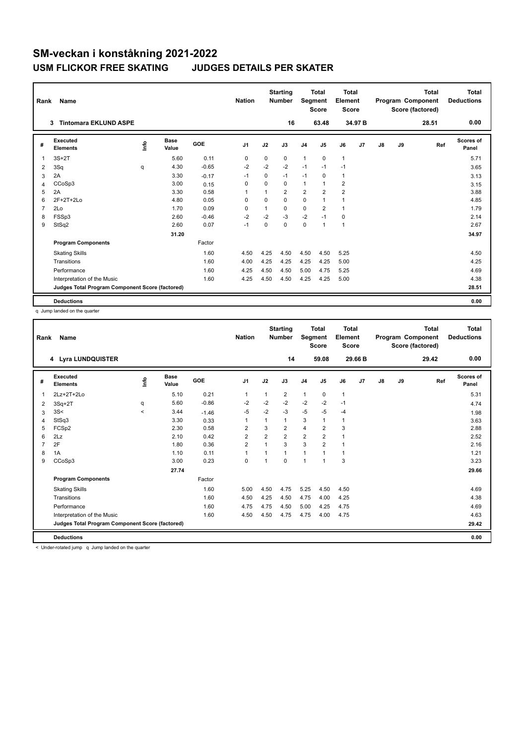# SM-veckan i konståkning 2021-2022

## USM FLICKOR FREE SKATING JUDGES DETAILS PER SKATER

| Rank | Name | Nation | Starting Number | Total Segment Score | Total Element Score | Total Program Component Score (factored) | Total Deductions |
|---|---|---|---|---|---|---|---|
| 3 | Tintomara EKLUND ASPE | | 16 | 63.48 | 34.97 B | 28.51 | 0.00 |

| # | Executed Elements | Info | Base Value | GOE | J1 | J2 | J3 | J4 | J5 | J6 | J7 | J8 | J9 | Ref | Scores of Panel |
|---|---|---|---|---|---|---|---|---|---|---|---|---|---|---|---|
| 1 | 3S+2T | | 5.60 | 0.11 | 0 | 0 | 0 | 1 | 0 | 1 | | | | | 5.71 |
| 2 | 3Sq | q | 4.30 | -0.65 | -2 | -2 | -2 | -1 | -1 | -1 | | | | | 3.65 |
| 3 | 2A | | 3.30 | -0.17 | -1 | 0 | -1 | -1 | 0 | 1 | | | | | 3.13 |
| 4 | CCoSp3 | | 3.00 | 0.15 | 0 | 0 | 0 | 1 | 1 | 2 | | | | | 3.15 |
| 5 | 2A | | 3.30 | 0.58 | 1 | 1 | 2 | 2 | 2 | 2 | | | | | 3.88 |
| 6 | 2F+2T+2Lo | | 4.80 | 0.05 | 0 | 0 | 0 | 0 | 1 | 1 | | | | | 4.85 |
| 7 | 2Lo | | 1.70 | 0.09 | 0 | 1 | 0 | 0 | 2 | 1 | | | | | 1.79 |
| 8 | FSSp3 | | 2.60 | -0.46 | -2 | -2 | -3 | -2 | -1 | 0 | | | | | 2.14 |
| 9 | StSq2 | | 2.60 | 0.07 | -1 | 0 | 0 | 0 | 1 | 1 | | | | | 2.67 |
| | | | 31.20 | | | | | | | | | | | | 34.97 |
| | **Program Components** | | | Factor | | | | | | | | | | | |
| | Skating Skills | | | 1.60 | 4.50 | 4.25 | 4.50 | 4.50 | 4.50 | 5.25 | | | | | 4.50 |
| | Transitions | | | 1.60 | 4.00 | 4.25 | 4.25 | 4.25 | 4.25 | 5.00 | | | | | 4.25 |
| | Performance | | | 1.60 | 4.25 | 4.50 | 4.50 | 5.00 | 4.75 | 5.25 | | | | | 4.69 |
| | Interpretation of the Music | | | 1.60 | 4.25 | 4.50 | 4.50 | 4.25 | 4.25 | 5.00 | | | | | 4.38 |
| | **Judges Total Program Component Score (factored)** | | | | | | | | | | | | | | 28.51 |
| | **Deductions** | | | | | | | | | | | | | | 0.00 |

q Jump landed on the quarter

| Rank | Name | Nation | Starting Number | Total Segment Score | Total Element Score | Total Program Component Score (factored) | Total Deductions |
|---|---|---|---|---|---|---|---|
| 4 | Lyra LUNDQUISTER | | 14 | 59.08 | 29.66 B | 29.42 | 0.00 |

| # | Executed Elements | Info | Base Value | GOE | J1 | J2 | J3 | J4 | J5 | J6 | J7 | J8 | J9 | Ref | Scores of Panel |
|---|---|---|---|---|---|---|---|---|---|---|---|---|---|---|---|
| 1 | 2Lz+2T+2Lo | | 5.10 | 0.21 | 1 | 1 | 2 | 1 | 0 | 1 | | | | | 5.31 |
| 2 | 3Sq+2T | q | 5.60 | -0.86 | -2 | -2 | -2 | -2 | -2 | -1 | | | | | 4.74 |
| 3 | 3S< | < | 3.44 | -1.46 | -5 | -2 | -3 | -5 | -5 | -4 | | | | | 1.98 |
| 4 | StSq3 | | 3.30 | 0.33 | 1 | 1 | 1 | 3 | 1 | 1 | | | | | 3.63 |
| 5 | FCSp2 | | 2.30 | 0.58 | 2 | 3 | 2 | 4 | 2 | 3 | | | | | 2.88 |
| 6 | 2Lz | | 2.10 | 0.42 | 2 | 2 | 2 | 2 | 2 | 1 | | | | | 2.52 |
| 7 | 2F | | 1.80 | 0.36 | 2 | 1 | 3 | 3 | 2 | 1 | | | | | 2.16 |
| 8 | 1A | | 1.10 | 0.11 | 1 | 1 | 1 | 1 | 1 | 1 | | | | | 1.21 |
| 9 | CCoSp3 | | 3.00 | 0.23 | 0 | 1 | 0 | 1 | 1 | 3 | | | | | 3.23 |
| | | | 27.74 | | | | | | | | | | | | 29.66 |
| | **Program Components** | | | Factor | | | | | | | | | | | |
| | Skating Skills | | | 1.60 | 5.00 | 4.50 | 4.75 | 5.25 | 4.50 | 4.50 | | | | | 4.69 |
| | Transitions | | | 1.60 | 4.50 | 4.25 | 4.50 | 4.75 | 4.00 | 4.25 | | | | | 4.38 |
| | Performance | | | 1.60 | 4.75 | 4.75 | 4.50 | 5.00 | 4.25 | 4.75 | | | | | 4.69 |
| | Interpretation of the Music | | | 1.60 | 4.50 | 4.50 | 4.75 | 4.75 | 4.00 | 4.75 | | | | | 4.63 |
| | **Judges Total Program Component Score (factored)** | | | | | | | | | | | | | | 29.42 |
| | **Deductions** | | | | | | | | | | | | | | 0.00 |

< Under-rotated jump q Jump landed on the quarter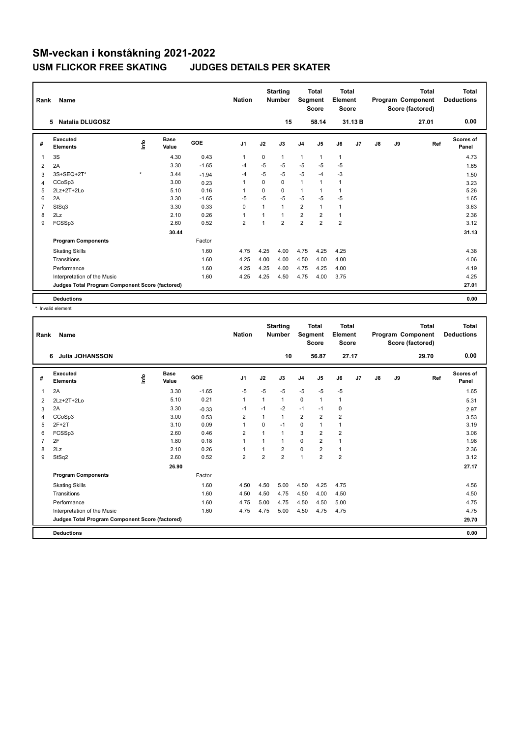# SM-veckan i konståkning 2021-2022

## USM FLICKOR FREE SKATING JUDGES DETAILS PER SKATER

| Rank | Name | Nation | Starting Number | Total Segment Score | Total Element Score | Total Program Component Score (factored) | Total Deductions |
|---|---|---|---|---|---|---|---|
| 5 | Natalia DLUGOSZ | | 15 | 58.14 | 31.13 B | 27.01 | 0.00 |

| # | Executed Elements | Info | Base Value | GOE | J1 | J2 | J3 | J4 | J5 | J6 | J7 | J8 | J9 | Ref | Scores of Panel |
|---|---|---|---|---|---|---|---|---|---|---|---|---|---|---|---|
| 1 | 3S | | 4.30 | 0.43 | 1 | 0 | 1 | 1 | 1 | 1 | | | | | 4.73 |
| 2 | 2A | | 3.30 | -1.65 | -4 | -5 | -5 | -5 | -5 | -5 | | | | | 1.65 |
| 3 | 3S+SEQ+2T* | * | 3.44 | -1.94 | -4 | -5 | -5 | -5 | -4 | -3 | | | | | 1.50 |
| 4 | CCoSp3 | | 3.00 | 0.23 | 1 | 0 | 0 | 1 | 1 | 1 | | | | | 3.23 |
| 5 | 2Lz+2T+2Lo | | 5.10 | 0.16 | 1 | 0 | 0 | 1 | 1 | 1 | | | | | 5.26 |
| 6 | 2A | | 3.30 | -1.65 | -5 | -5 | -5 | -5 | -5 | -5 | | | | | 1.65 |
| 7 | StSq3 | | 3.30 | 0.33 | 0 | 1 | 1 | 2 | 1 | 1 | | | | | 3.63 |
| 8 | 2Lz | | 2.10 | 0.26 | 1 | 1 | 1 | 2 | 2 | 1 | | | | | 2.36 |
| 9 | FCSSp3 | | 2.60 | 0.52 | 2 | 1 | 2 | 2 | 2 | 2 | | | | | 3.12 |
| | | | 30.44 | | | | | | | | | | | | 31.13 |
| | **Program Components** | | | Factor | | | | | | | | | | | |
| | Skating Skills | | | 1.60 | 4.75 | 4.25 | 4.00 | 4.75 | 4.25 | 4.25 | | | | | 4.38 |
| | Transitions | | | 1.60 | 4.25 | 4.00 | 4.00 | 4.50 | 4.00 | 4.00 | | | | | 4.06 |
| | Performance | | | 1.60 | 4.25 | 4.25 | 4.00 | 4.75 | 4.25 | 4.00 | | | | | 4.19 |
| | Interpretation of the Music | | | 1.60 | 4.25 | 4.25 | 4.50 | 4.75 | 4.00 | 3.75 | | | | | 4.25 |
| | **Judges Total Program Component Score (factored)** | | | | | | | | | | | | | | 27.01 |
| | **Deductions** | | | | | | | | | | | | | | 0.00 |

\* Invalid element

| Rank | Name | Nation | Starting Number | Total Segment Score | Total Element Score | Total Program Component Score (factored) | Total Deductions |
|---|---|---|---|---|---|---|---|
| 6 | Julia JOHANSSON | | 10 | 56.87 | 27.17 | 29.70 | 0.00 |

| # | Executed Elements | Info | Base Value | GOE | J1 | J2 | J3 | J4 | J5 | J6 | J7 | J8 | J9 | Ref | Scores of Panel |
|---|---|---|---|---|---|---|---|---|---|---|---|---|---|---|---|
| 1 | 2A | | 3.30 | -1.65 | -5 | -5 | -5 | -5 | -5 | -5 | | | | | 1.65 |
| 2 | 2Lz+2T+2Lo | | 5.10 | 0.21 | 1 | 1 | 1 | 0 | 1 | 1 | | | | | 5.31 |
| 3 | 2A | | 3.30 | -0.33 | -1 | -1 | -2 | -1 | -1 | 0 | | | | | 2.97 |
| 4 | CCoSp3 | | 3.00 | 0.53 | 2 | 1 | 1 | 2 | 2 | 2 | | | | | 3.53 |
| 5 | 2F+2T | | 3.10 | 0.09 | 1 | 0 | -1 | 0 | 1 | 1 | | | | | 3.19 |
| 6 | FCSSp3 | | 2.60 | 0.46 | 2 | 1 | 1 | 3 | 2 | 2 | | | | | 3.06 |
| 7 | 2F | | 1.80 | 0.18 | 1 | 1 | 1 | 0 | 2 | 1 | | | | | 1.98 |
| 8 | 2Lz | | 2.10 | 0.26 | 1 | 1 | 2 | 0 | 2 | 1 | | | | | 2.36 |
| 9 | StSq2 | | 2.60 | 0.52 | 2 | 2 | 2 | 1 | 2 | 2 | | | | | 3.12 |
| | | | 26.90 | | | | | | | | | | | | 27.17 |
| | **Program Components** | | | Factor | | | | | | | | | | | |
| | Skating Skills | | | 1.60 | 4.50 | 4.50 | 5.00 | 4.50 | 4.25 | 4.75 | | | | | 4.56 |
| | Transitions | | | 1.60 | 4.50 | 4.50 | 4.75 | 4.50 | 4.00 | 4.50 | | | | | 4.50 |
| | Performance | | | 1.60 | 4.75 | 5.00 | 4.75 | 4.50 | 4.50 | 5.00 | | | | | 4.75 |
| | Interpretation of the Music | | | 1.60 | 4.75 | 4.75 | 5.00 | 4.50 | 4.75 | 4.75 | | | | | 4.75 |
| | **Judges Total Program Component Score (factored)** | | | | | | | | | | | | | | 29.70 |
| | **Deductions** | | | | | | | | | | | | | | 0.00 |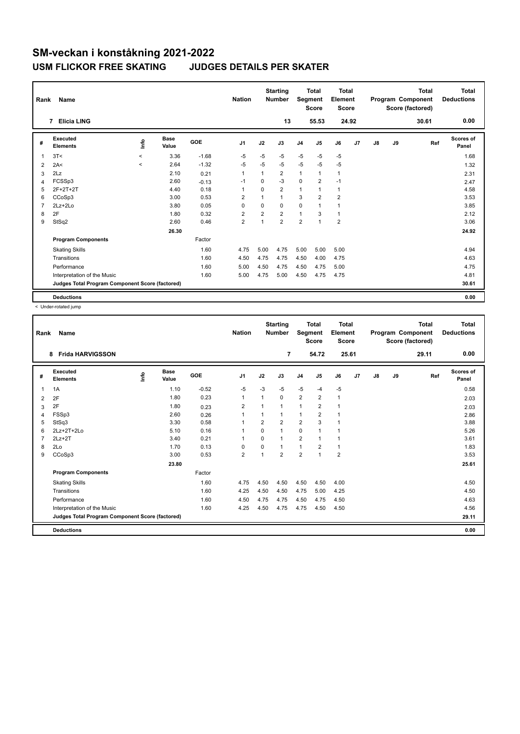# SM-veckan i konståkning 2021-2022

## USM FLICKOR FREE SKATING JUDGES DETAILS PER SKATER

| Rank | Name | Nation | Starting Number | Total Segment Score | Total Element Score | Total Program Component Score (factored) | Total Deductions |
|---|---|---|---|---|---|---|---|
| 7 | Elicia LING | | 13 | 55.53 | 24.92 | 30.61 | 0.00 |

| # | Executed Elements | Info | Base Value | GOE | J1 | J2 | J3 | J4 | J5 | J6 | J7 | J8 | J9 | Ref | Scores of Panel |
|---|---|---|---|---|---|---|---|---|---|---|---|---|---|---|---|
| 1 | 3T< | < | 3.36 | -1.68 | -5 | -5 | -5 | -5 | -5 | -5 | | | | | 1.68 |
| 2 | 2A< | < | 2.64 | -1.32 | -5 | -5 | -5 | -5 | -5 | -5 | | | | | 1.32 |
| 3 | 2Lz | | 2.10 | 0.21 | 1 | 1 | 2 | 1 | 1 | 1 | | | | | 2.31 |
| 4 | FCSSp3 | | 2.60 | -0.13 | -1 | 0 | -3 | 0 | 2 | -1 | | | | | 2.47 |
| 5 | 2F+2T+2T | | 4.40 | 0.18 | 1 | 0 | 2 | 1 | 1 | 1 | | | | | 4.58 |
| 6 | CCoSp3 | | 3.00 | 0.53 | 2 | 1 | 1 | 3 | 2 | 2 | | | | | 3.53 |
| 7 | 2Lz+2Lo | | 3.80 | 0.05 | 0 | 0 | 0 | 0 | 1 | 1 | | | | | 3.85 |
| 8 | 2F | | 1.80 | 0.32 | 2 | 2 | 2 | 1 | 3 | 1 | | | | | 2.12 |
| 9 | StSq2 | | 2.60 | 0.46 | 2 | 1 | 2 | 2 | 1 | 2 | | | | | 3.06 |
| | | | 26.30 | | | | | | | | | | | | 24.92 |
| | **Program Components** | | | Factor | | | | | | | | | | | |
| | Skating Skills | | | 1.60 | 4.75 | 5.00 | 4.75 | 5.00 | 5.00 | 5.00 | | | | | 4.94 |
| | Transitions | | | 1.60 | 4.50 | 4.75 | 4.75 | 4.50 | 4.00 | 4.75 | | | | | 4.63 |
| | Performance | | | 1.60 | 5.00 | 4.50 | 4.75 | 4.50 | 4.75 | 5.00 | | | | | 4.75 |
| | Interpretation of the Music | | | 1.60 | 5.00 | 4.75 | 5.00 | 4.50 | 4.75 | 4.75 | | | | | 4.81 |
| | **Judges Total Program Component Score (factored)** | | | | | | | | | | | | | | 30.61 |
| | **Deductions** | | | | | | | | | | | | | | 0.00 |

< Under-rotated jump

| Rank | Name | Nation | Starting Number | Total Segment Score | Total Element Score | Total Program Component Score (factored) | Total Deductions |
|---|---|---|---|---|---|---|---|
| 8 | Frida HARVIGSSON | | 7 | 54.72 | 25.61 | 29.11 | 0.00 |

| # | Executed Elements | Info | Base Value | GOE | J1 | J2 | J3 | J4 | J5 | J6 | J7 | J8 | J9 | Ref | Scores of Panel |
|---|---|---|---|---|---|---|---|---|---|---|---|---|---|---|---|
| 1 | 1A | | 1.10 | -0.52 | -5 | -3 | -5 | -5 | -4 | -5 | | | | | 0.58 |
| 2 | 2F | | 1.80 | 0.23 | 1 | 1 | 0 | 2 | 2 | 1 | | | | | 2.03 |
| 3 | 2F | | 1.80 | 0.23 | 2 | 1 | 1 | 1 | 2 | 1 | | | | | 2.03 |
| 4 | FSSp3 | | 2.60 | 0.26 | 1 | 1 | 1 | 1 | 2 | 1 | | | | | 2.86 |
| 5 | StSq3 | | 3.30 | 0.58 | 1 | 2 | 2 | 2 | 3 | 1 | | | | | 3.88 |
| 6 | 2Lz+2T+2Lo | | 5.10 | 0.16 | 1 | 0 | 1 | 0 | 1 | 1 | | | | | 5.26 |
| 7 | 2Lz+2T | | 3.40 | 0.21 | 1 | 0 | 1 | 2 | 1 | 1 | | | | | 3.61 |
| 8 | 2Lo | | 1.70 | 0.13 | 0 | 0 | 1 | 1 | 2 | 1 | | | | | 1.83 |
| 9 | CCoSp3 | | 3.00 | 0.53 | 2 | 1 | 2 | 2 | 1 | 2 | | | | | 3.53 |
| | | | 23.80 | | | | | | | | | | | | 25.61 |
| | **Program Components** | | | Factor | | | | | | | | | | | |
| | Skating Skills | | | 1.60 | 4.75 | 4.50 | 4.50 | 4.50 | 4.50 | 4.00 | | | | | 4.50 |
| | Transitions | | | 1.60 | 4.25 | 4.50 | 4.50 | 4.75 | 5.00 | 4.25 | | | | | 4.50 |
| | Performance | | | 1.60 | 4.50 | 4.75 | 4.75 | 4.50 | 4.75 | 4.50 | | | | | 4.63 |
| | Interpretation of the Music | | | 1.60 | 4.25 | 4.50 | 4.75 | 4.75 | 4.50 | 4.50 | | | | | 4.56 |
| | **Judges Total Program Component Score (factored)** | | | | | | | | | | | | | | 29.11 |
| | **Deductions** | | | | | | | | | | | | | | 0.00 |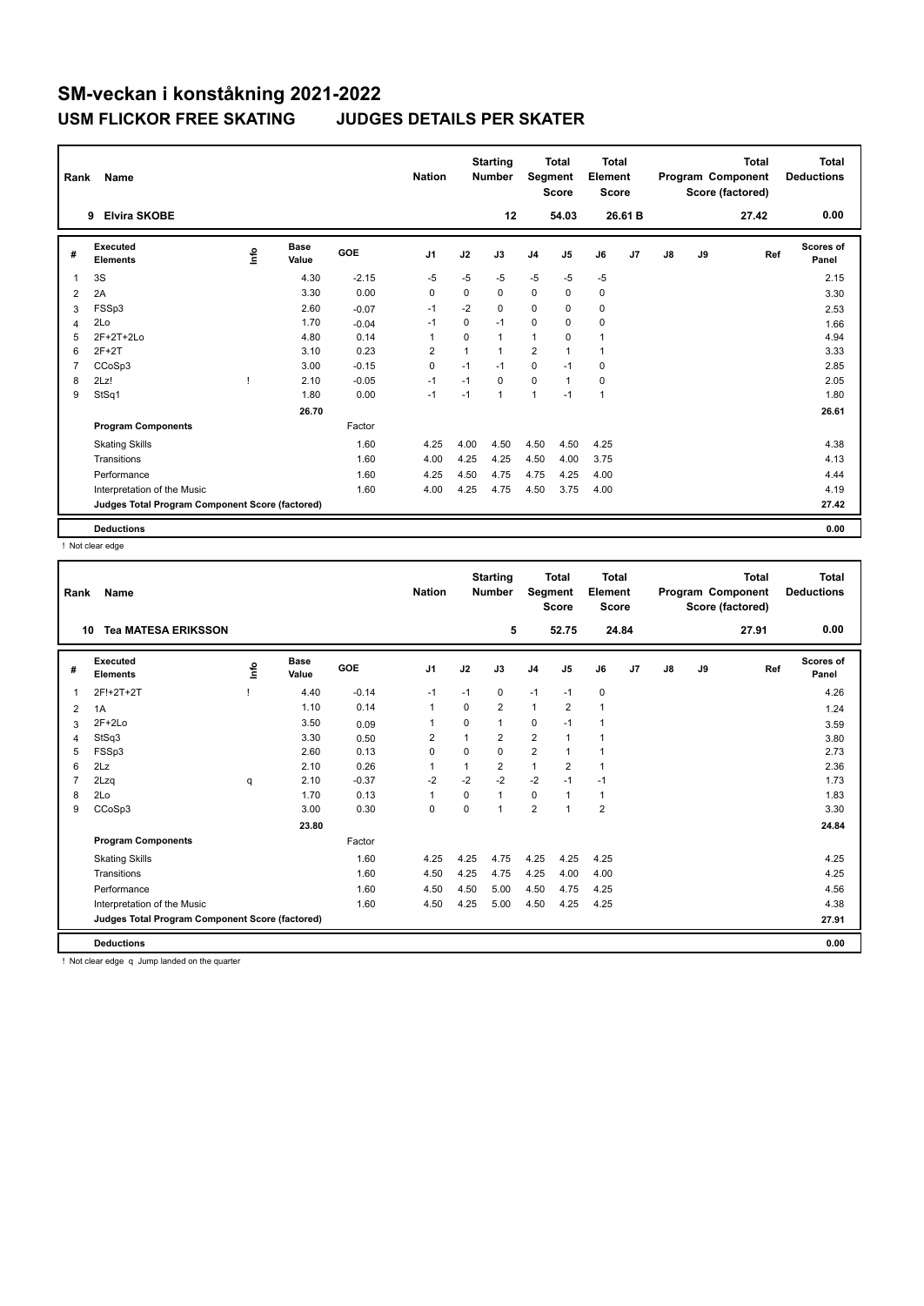# SM-veckan i konståkning 2021-2022

## USM FLICKOR FREE SKATING JUDGES DETAILS PER SKATER

| Rank | Name | Nation | Starting Number | Total Segment Score | Total Element Score | Total Program Component Score (factored) | Total Deductions |
|---|---|---|---|---|---|---|---|
| 9 | Elvira SKOBE | | 12 | 54.03 | 26.61 B | 27.42 | 0.00 |

| # | Executed Elements | Info | Base Value | GOE | J1 | J2 | J3 | J4 | J5 | J6 | J7 | J8 | J9 | Ref | Scores of Panel |
|---|---|---|---|---|---|---|---|---|---|---|---|---|---|---|---|
| 1 | 3S | | 4.30 | -2.15 | -5 | -5 | -5 | -5 | -5 | -5 | | | | | 2.15 |
| 2 | 2A | | 3.30 | 0.00 | 0 | 0 | 0 | 0 | 0 | 0 | | | | | 3.30 |
| 3 | FSSp3 | | 2.60 | -0.07 | -1 | -2 | 0 | 0 | 0 | 0 | | | | | 2.53 |
| 4 | 2Lo | | 1.70 | -0.04 | -1 | 0 | -1 | 0 | 0 | 0 | | | | | 1.66 |
| 5 | 2F+2T+2Lo | | 4.80 | 0.14 | 1 | 0 | 1 | 1 | 0 | 1 | | | | | 4.94 |
| 6 | 2F+2T | | 3.10 | 0.23 | 2 | 1 | 1 | 2 | 1 | 1 | | | | | 3.33 |
| 7 | CCoSp3 | | 3.00 | -0.15 | 0 | -1 | -1 | 0 | -1 | 0 | | | | | 2.85 |
| 8 | 2Lz! | ! | 2.10 | -0.05 | -1 | -1 | 0 | 0 | 1 | 0 | | | | | 2.05 |
| 9 | StSq1 | | 1.80 | 0.00 | -1 | -1 | 1 | 1 | -1 | 1 | | | | | 1.80 |
| | | | 26.70 | | | | | | | | | | | | 26.61 |
| | **Program Components** | | | Factor | | | | | | | | | | | |
| | Skating Skills | | | 1.60 | 4.25 | 4.00 | 4.50 | 4.50 | 4.50 | 4.25 | | | | | 4.38 |
| | Transitions | | | 1.60 | 4.00 | 4.25 | 4.25 | 4.50 | 4.00 | 3.75 | | | | | 4.13 |
| | Performance | | | 1.60 | 4.25 | 4.50 | 4.75 | 4.75 | 4.25 | 4.00 | | | | | 4.44 |
| | Interpretation of the Music | | | 1.60 | 4.00 | 4.25 | 4.75 | 4.50 | 3.75 | 4.00 | | | | | 4.19 |
| | **Judges Total Program Component Score (factored)** | | | | | | | | | | | | | | 27.42 |
| | **Deductions** | | | | | | | | | | | | | | 0.00 |

! Not clear edge

| Rank | Name | Nation | Starting Number | Total Segment Score | Total Element Score | Total Program Component Score (factored) | Total Deductions |
|---|---|---|---|---|---|---|---|
| 10 | Tea MATESA ERIKSSON | | 5 | 52.75 | 24.84 | 27.91 | 0.00 |

| # | Executed Elements | Info | Base Value | GOE | J1 | J2 | J3 | J4 | J5 | J6 | J7 | J8 | J9 | Ref | Scores of Panel |
|---|---|---|---|---|---|---|---|---|---|---|---|---|---|---|---|
| 1 | 2F!+2T+2T | ! | 4.40 | -0.14 | -1 | -1 | 0 | -1 | -1 | 0 | | | | | 4.26 |
| 2 | 1A | | 1.10 | 0.14 | 1 | 0 | 2 | 1 | 2 | 1 | | | | | 1.24 |
| 3 | 2F+2Lo | | 3.50 | 0.09 | 1 | 0 | 1 | 0 | -1 | 1 | | | | | 3.59 |
| 4 | StSq3 | | 3.30 | 0.50 | 2 | 1 | 2 | 2 | 1 | 1 | | | | | 3.80 |
| 5 | FSSp3 | | 2.60 | 0.13 | 0 | 0 | 0 | 2 | 1 | 1 | | | | | 2.73 |
| 6 | 2Lz | | 2.10 | 0.26 | 1 | 1 | 2 | 1 | 2 | 1 | | | | | 2.36 |
| 7 | 2Lzq | q | 2.10 | -0.37 | -2 | -2 | -2 | -2 | -1 | -1 | | | | | 1.73 |
| 8 | 2Lo | | 1.70 | 0.13 | 1 | 0 | 1 | 0 | 1 | 1 | | | | | 1.83 |
| 9 | CCoSp3 | | 3.00 | 0.30 | 0 | 0 | 1 | 2 | 1 | 2 | | | | | 3.30 |
| | | | 23.80 | | | | | | | | | | | | 24.84 |
| | **Program Components** | | | Factor | | | | | | | | | | | |
| | Skating Skills | | | 1.60 | 4.25 | 4.25 | 4.75 | 4.25 | 4.25 | 4.25 | | | | | 4.25 |
| | Transitions | | | 1.60 | 4.50 | 4.25 | 4.75 | 4.25 | 4.00 | 4.00 | | | | | 4.25 |
| | Performance | | | 1.60 | 4.50 | 4.50 | 5.00 | 4.50 | 4.75 | 4.25 | | | | | 4.56 |
| | Interpretation of the Music | | | 1.60 | 4.50 | 4.25 | 5.00 | 4.50 | 4.25 | 4.25 | | | | | 4.38 |
| | **Judges Total Program Component Score (factored)** | | | | | | | | | | | | | | 27.91 |
| | **Deductions** | | | | | | | | | | | | | | 0.00 |

! Not clear edge q Jump landed on the quarter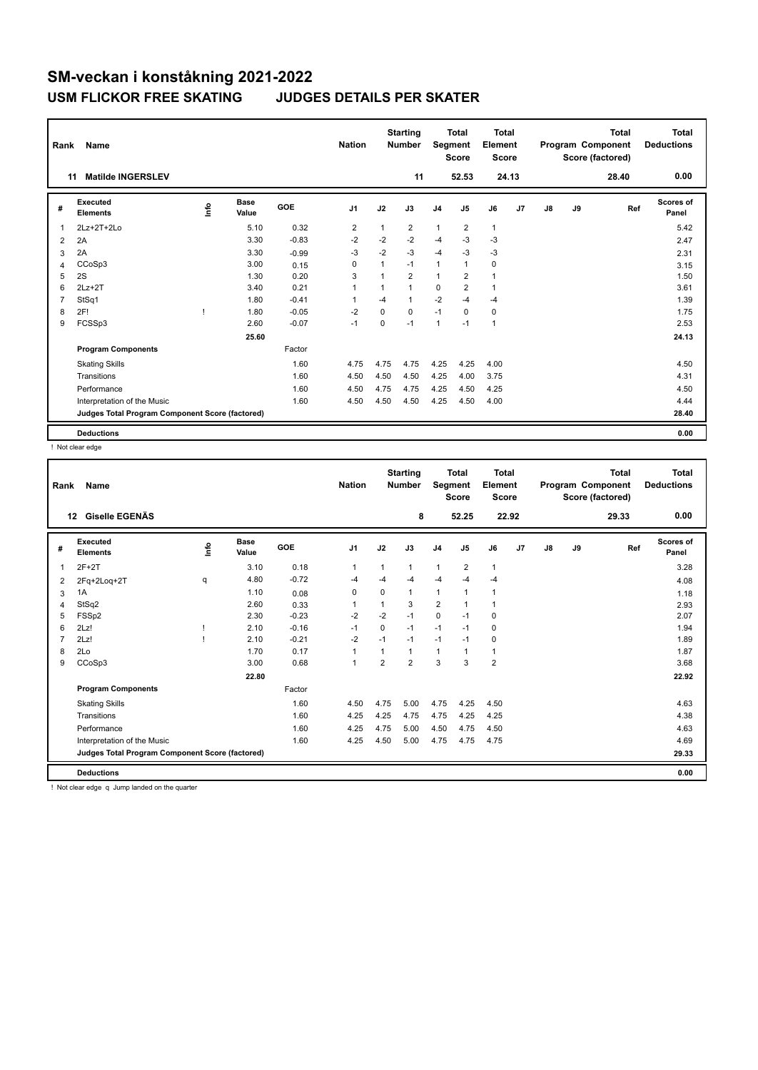# SM-veckan i konståkning 2021-2022

## USM FLICKOR FREE SKATING JUDGES DETAILS PER SKATER

| Rank | Name | Nation | Starting Number | Total Segment Score | Total Element Score | Total Program Component Score (factored) | Total Deductions |
|---|---|---|---|---|---|---|---|
| 11 | Matilde INGERSLEV | | 11 | 52.53 | 24.13 | 28.40 | 0.00 |

| # | Executed Elements | Info | Base Value | GOE | J1 | J2 | J3 | J4 | J5 | J6 | J7 | J8 | J9 | Ref | Scores of Panel |
|---|---|---|---|---|---|---|---|---|---|---|---|---|---|---|---|
| 1 | 2Lz+2T+2Lo | | 5.10 | 0.32 | 2 | 1 | 2 | 1 | 2 | 1 | | | | | 5.42 |
| 2 | 2A | | 3.30 | -0.83 | -2 | -2 | -2 | -4 | -3 | -3 | | | | | 2.47 |
| 3 | 2A | | 3.30 | -0.99 | -3 | -2 | -3 | -4 | -3 | -3 | | | | | 2.31 |
| 4 | CCoSp3 | | 3.00 | 0.15 | 0 | 1 | -1 | 1 | 1 | 0 | | | | | 3.15 |
| 5 | 2S | | 1.30 | 0.20 | 3 | 1 | 2 | 1 | 2 | 1 | | | | | 1.50 |
| 6 | 2Lz+2T | | 3.40 | 0.21 | 1 | 1 | 1 | 0 | 2 | 1 | | | | | 3.61 |
| 7 | StSq1 | | 1.80 | -0.41 | 1 | -4 | 1 | -2 | -4 | -4 | | | | | 1.39 |
| 8 | 2F! | ! | 1.80 | -0.05 | -2 | 0 | 0 | -1 | 0 | 0 | | | | | 1.75 |
| 9 | FCSSp3 | | 2.60 | -0.07 | -1 | 0 | -1 | 1 | -1 | 1 | | | | | 2.53 |
| | | | 25.60 | | | | | | | | | | | | 24.13 |
| | **Program Components** | | | Factor | | | | | | | | | | | |
| | Skating Skills | | | 1.60 | 4.75 | 4.75 | 4.75 | 4.25 | 4.25 | 4.00 | | | | | 4.50 |
| | Transitions | | | 1.60 | 4.50 | 4.50 | 4.50 | 4.25 | 4.00 | 3.75 | | | | | 4.31 |
| | Performance | | | 1.60 | 4.50 | 4.75 | 4.75 | 4.25 | 4.50 | 4.25 | | | | | 4.50 |
| | Interpretation of the Music | | | 1.60 | 4.50 | 4.50 | 4.50 | 4.25 | 4.50 | 4.00 | | | | | 4.44 |
| | **Judges Total Program Component Score (factored)** | | | | | | | | | | | | | | 28.40 |
| | **Deductions** | | | | | | | | | | | | | | 0.00 |

! Not clear edge

| Rank | Name | Nation | Starting Number | Total Segment Score | Total Element Score | Total Program Component Score (factored) | Total Deductions |
|---|---|---|---|---|---|---|---|
| 12 | Giselle EGENÄS | | 8 | 52.25 | 22.92 | 29.33 | 0.00 |

| # | Executed Elements | Info | Base Value | GOE | J1 | J2 | J3 | J4 | J5 | J6 | J7 | J8 | J9 | Ref | Scores of Panel |
|---|---|---|---|---|---|---|---|---|---|---|---|---|---|---|---|
| 1 | 2F+2T | | 3.10 | 0.18 | 1 | 1 | 1 | 1 | 2 | 1 | | | | | 3.28 |
| 2 | 2Fq+2Loq+2T | q | 4.80 | -0.72 | -4 | -4 | -4 | -4 | -4 | -4 | | | | | 4.08 |
| 3 | 1A | | 1.10 | 0.08 | 0 | 0 | 1 | 1 | 1 | 1 | | | | | 1.18 |
| 4 | StSq2 | | 2.60 | 0.33 | 1 | 1 | 3 | 2 | 1 | 1 | | | | | 2.93 |
| 5 | FSSp2 | | 2.30 | -0.23 | -2 | -2 | -1 | 0 | -1 | 0 | | | | | 2.07 |
| 6 | 2Lz! | ! | 2.10 | -0.16 | -1 | 0 | -1 | -1 | -1 | 0 | | | | | 1.94 |
| 7 | 2Lz! | ! | 2.10 | -0.21 | -2 | -1 | -1 | -1 | -1 | 0 | | | | | 1.89 |
| 8 | 2Lo | | 1.70 | 0.17 | 1 | 1 | 1 | 1 | 1 | 1 | | | | | 1.87 |
| 9 | CCoSp3 | | 3.00 | 0.68 | 1 | 2 | 2 | 3 | 3 | 2 | | | | | 3.68 |
| | | | 22.80 | | | | | | | | | | | | 22.92 |
| | **Program Components** | | | Factor | | | | | | | | | | | |
| | Skating Skills | | | 1.60 | 4.50 | 4.75 | 5.00 | 4.75 | 4.25 | 4.50 | | | | | 4.63 |
| | Transitions | | | 1.60 | 4.25 | 4.25 | 4.75 | 4.75 | 4.25 | 4.25 | | | | | 4.38 |
| | Performance | | | 1.60 | 4.25 | 4.75 | 5.00 | 4.50 | 4.75 | 4.50 | | | | | 4.63 |
| | Interpretation of the Music | | | 1.60 | 4.25 | 4.50 | 5.00 | 4.75 | 4.75 | 4.75 | | | | | 4.69 |
| | **Judges Total Program Component Score (factored)** | | | | | | | | | | | | | | 29.33 |
| | **Deductions** | | | | | | | | | | | | | | 0.00 |

! Not clear edge q Jump landed on the quarter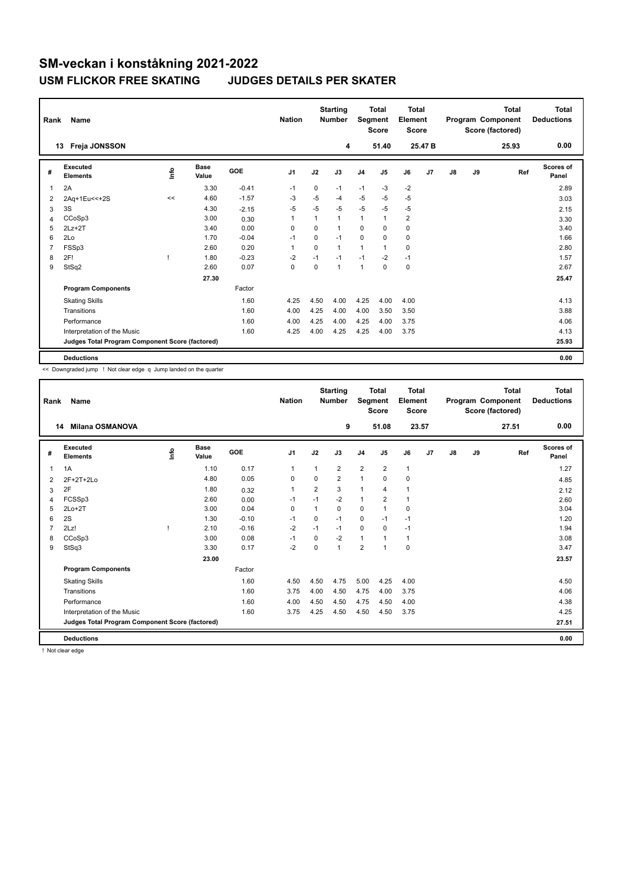# SM-veckan i konståkning 2021-2022

## USM FLICKOR FREE SKATING JUDGES DETAILS PER SKATER

| Rank | Name | Nation | Starting Number | Total Segment Score | Total Element Score | Total Program Component Score (factored) | Total Deductions |
|---|---|---|---|---|---|---|---|
| 13 | Freja JONSSON | | 4 | 51.40 | 25.47 B | 25.93 | 0.00 |

| # | Executed Elements | Info | Base Value | GOE | J1 | J2 | J3 | J4 | J5 | J6 | J7 | J8 | J9 | Ref | Scores of Panel |
|---|---|---|---|---|---|---|---|---|---|---|---|---|---|---|---|
| 1 | 2A | | 3.30 | -0.41 | -1 | 0 | -1 | -1 | -3 | -2 | | | | | 2.89 |
| 2 | 2Aq+1Eu<<+2S | << | 4.60 | -1.57 | -3 | -5 | -4 | -5 | -5 | -5 | | | | | 3.03 |
| 3 | 3S | | 4.30 | -2.15 | -5 | -5 | -5 | -5 | -5 | -5 | | | | | 2.15 |
| 4 | CCoSp3 | | 3.00 | 0.30 | 1 | 1 | 1 | 1 | 1 | 2 | | | | | 3.30 |
| 5 | 2Lz+2T | | 3.40 | 0.00 | 0 | 0 | 1 | 0 | 0 | 0 | | | | | 3.40 |
| 6 | 2Lo | | 1.70 | -0.04 | -1 | 0 | -1 | 0 | 0 | 0 | | | | | 1.66 |
| 7 | FSSp3 | | 2.60 | 0.20 | 1 | 0 | 1 | 1 | 1 | 0 | | | | | 2.80 |
| 8 | 2F! | ! | 1.80 | -0.23 | -2 | -1 | -1 | -1 | -2 | -1 | | | | | 1.57 |
| 9 | StSq2 | | 2.60 | 0.07 | 0 | 0 | 1 | 1 | 0 | 0 | | | | | 2.67 |
| | | | 27.30 | | | | | | | | | | | | 25.47 |
| | **Program Components** | | | Factor | | | | | | | | | | | |
| | Skating Skills | | | 1.60 | 4.25 | 4.50 | 4.00 | 4.25 | 4.00 | 4.00 | | | | | 4.13 |
| | Transitions | | | 1.60 | 4.00 | 4.25 | 4.00 | 4.00 | 3.50 | 3.50 | | | | | 3.88 |
| | Performance | | | 1.60 | 4.00 | 4.25 | 4.00 | 4.25 | 4.00 | 3.75 | | | | | 4.06 |
| | Interpretation of the Music | | | 1.60 | 4.25 | 4.00 | 4.25 | 4.25 | 4.00 | 3.75 | | | | | 4.13 |
| | **Judges Total Program Component Score (factored)** | | | | | | | | | | | | | | 25.93 |
| | **Deductions** | | | | | | | | | | | | | | 0.00 |

<< Downgraded jump ! Not clear edge q Jump landed on the quarter

| Rank | Name | Nation | Starting Number | Total Segment Score | Total Element Score | Total Program Component Score (factored) | Total Deductions |
|---|---|---|---|---|---|---|---|
| 14 | Milana OSMANOVA | | 9 | 51.08 | 23.57 | 27.51 | 0.00 |

| # | Executed Elements | Info | Base Value | GOE | J1 | J2 | J3 | J4 | J5 | J6 | J7 | J8 | J9 | Ref | Scores of Panel |
|---|---|---|---|---|---|---|---|---|---|---|---|---|---|---|---|
| 1 | 1A | | 1.10 | 0.17 | 1 | 1 | 2 | 2 | 2 | 1 | | | | | 1.27 |
| 2 | 2F+2T+2Lo | | 4.80 | 0.05 | 0 | 0 | 2 | 1 | 0 | 0 | | | | | 4.85 |
| 3 | 2F | | 1.80 | 0.32 | 1 | 2 | 3 | 1 | 4 | 1 | | | | | 2.12 |
| 4 | FCSSp3 | | 2.60 | 0.00 | -1 | -1 | -2 | 1 | 2 | 1 | | | | | 2.60 |
| 5 | 2Lo+2T | | 3.00 | 0.04 | 0 | 1 | 0 | 0 | 1 | 0 | | | | | 3.04 |
| 6 | 2S | | 1.30 | -0.10 | -1 | 0 | -1 | 0 | -1 | -1 | | | | | 1.20 |
| 7 | 2Lz! | ! | 2.10 | -0.16 | -2 | -1 | -1 | 0 | 0 | -1 | | | | | 1.94 |
| 8 | CCoSp3 | | 3.00 | 0.08 | -1 | 0 | -2 | 1 | 1 | 1 | | | | | 3.08 |
| 9 | StSq3 | | 3.30 | 0.17 | -2 | 0 | 1 | 2 | 1 | 0 | | | | | 3.47 |
| | | | 23.00 | | | | | | | | | | | | 23.57 |
| | **Program Components** | | | Factor | | | | | | | | | | | |
| | Skating Skills | | | 1.60 | 4.50 | 4.50 | 4.75 | 5.00 | 4.25 | 4.00 | | | | | 4.50 |
| | Transitions | | | 1.60 | 3.75 | 4.00 | 4.50 | 4.75 | 4.00 | 3.75 | | | | | 4.06 |
| | Performance | | | 1.60 | 4.00 | 4.50 | 4.50 | 4.75 | 4.50 | 4.00 | | | | | 4.38 |
| | Interpretation of the Music | | | 1.60 | 3.75 | 4.25 | 4.50 | 4.50 | 4.50 | 3.75 | | | | | 4.25 |
| | **Judges Total Program Component Score (factored)** | | | | | | | | | | | | | | 27.51 |
| | **Deductions** | | | | | | | | | | | | | | 0.00 |

! Not clear edge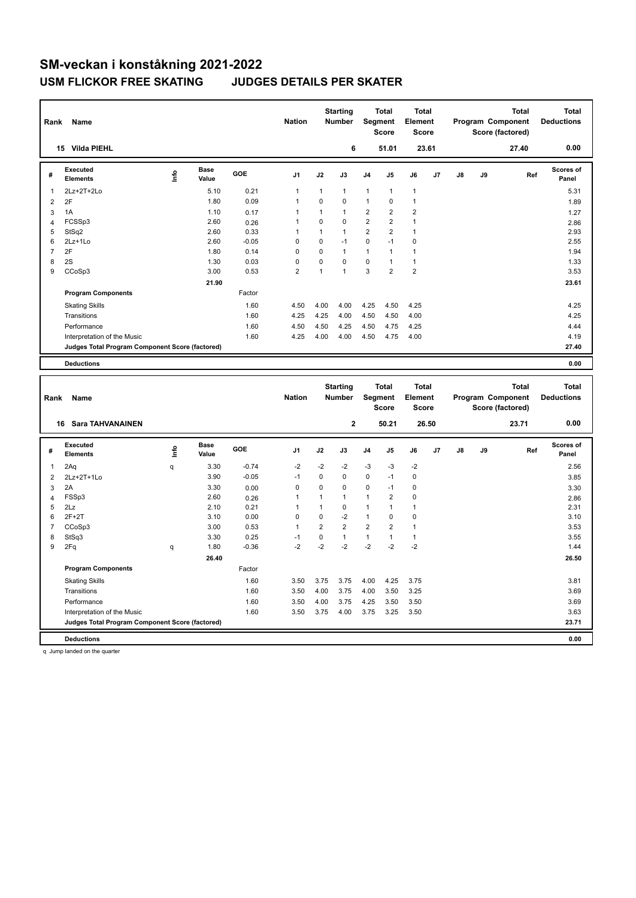# SM-veckan i konståkning 2021-2022

## USM FLICKOR FREE SKATING JUDGES DETAILS PER SKATER

| Rank | Name | Nation | Starting Number | Total Segment Score | Total Element Score | Total Program Component Score (factored) | Total Deductions |
|---|---|---|---|---|---|---|---|
| 15 | Vilda PIEHL | | 6 | 51.01 | 23.61 | 27.40 | 0.00 |

| # | Executed Elements | Info | Base Value | GOE | J1 | J2 | J3 | J4 | J5 | J6 | J7 | J8 | J9 | Ref | Scores of Panel |
|---|---|---|---|---|---|---|---|---|---|---|---|---|---|---|---|
| 1 | 2Lz+2T+2Lo | | 5.10 | 0.21 | 1 | 1 | 1 | 1 | 1 | 1 | | | | | 5.31 |
| 2 | 2F | | 1.80 | 0.09 | 1 | 0 | 0 | 1 | 0 | 1 | | | | | 1.89 |
| 3 | 1A | | 1.10 | 0.17 | 1 | 1 | 1 | 2 | 2 | 2 | | | | | 1.27 |
| 4 | FCSSp3 | | 2.60 | 0.26 | 1 | 0 | 0 | 2 | 2 | 1 | | | | | 2.86 |
| 5 | StSq2 | | 2.60 | 0.33 | 1 | 1 | 1 | 2 | 2 | 1 | | | | | 2.93 |
| 6 | 2Lz+1Lo | | 2.60 | -0.05 | 0 | 0 | -1 | 0 | -1 | 0 | | | | | 2.55 |
| 7 | 2F | | 1.80 | 0.14 | 0 | 0 | 1 | 1 | 1 | 1 | | | | | 1.94 |
| 8 | 2S | | 1.30 | 0.03 | 0 | 0 | 0 | 0 | 1 | 1 | | | | | 1.33 |
| 9 | CCoSp3 | | 3.00 | 0.53 | 2 | 1 | 1 | 3 | 2 | 2 | | | | | 3.53 |
| | | | 21.90 | | | | | | | | | | | | 23.61 |
| | **Program Components** | | | Factor | | | | | | | | | | | |
| | Skating Skills | | | 1.60 | 4.50 | 4.00 | 4.00 | 4.25 | 4.50 | 4.25 | | | | | 4.25 |
| | Transitions | | | 1.60 | 4.25 | 4.25 | 4.00 | 4.50 | 4.50 | 4.00 | | | | | 4.25 |
| | Performance | | | 1.60 | 4.50 | 4.50 | 4.25 | 4.50 | 4.75 | 4.25 | | | | | 4.44 |
| | Interpretation of the Music | | | 1.60 | 4.25 | 4.00 | 4.00 | 4.50 | 4.75 | 4.00 | | | | | 4.19 |
| | **Judges Total Program Component Score (factored)** | | | | | | | | | | | | | | 27.40 |
| | **Deductions** | | | | | | | | | | | | | | 0.00 |

| Rank | Name | Nation | Starting Number | Total Segment Score | Total Element Score | Total Program Component Score (factored) | Total Deductions |
|---|---|---|---|---|---|---|---|
| 16 | Sara TAHVANAINEN | | 2 | 50.21 | 26.50 | 23.71 | 0.00 |

| # | Executed Elements | Info | Base Value | GOE | J1 | J2 | J3 | J4 | J5 | J6 | J7 | J8 | J9 | Ref | Scores of Panel |
|---|---|---|---|---|---|---|---|---|---|---|---|---|---|---|---|
| 1 | 2Aq | q | 3.30 | -0.74 | -2 | -2 | -2 | -3 | -3 | -2 | | | | | 2.56 |
| 2 | 2Lz+2T+1Lo | | 3.90 | -0.05 | -1 | 0 | 0 | 0 | -1 | 0 | | | | | 3.85 |
| 3 | 2A | | 3.30 | 0.00 | 0 | 0 | 0 | 0 | -1 | 0 | | | | | 3.30 |
| 4 | FSSp3 | | 2.60 | 0.26 | 1 | 1 | 1 | 1 | 2 | 0 | | | | | 2.86 |
| 5 | 2Lz | | 2.10 | 0.21 | 1 | 1 | 0 | 1 | 1 | 1 | | | | | 2.31 |
| 6 | 2F+2T | | 3.10 | 0.00 | 0 | 0 | -2 | 1 | 0 | 0 | | | | | 3.10 |
| 7 | CCoSp3 | | 3.00 | 0.53 | 1 | 2 | 2 | 2 | 2 | 1 | | | | | 3.53 |
| 8 | StSq3 | | 3.30 | 0.25 | -1 | 0 | 1 | 1 | 1 | 1 | | | | | 3.55 |
| 9 | 2Fq | q | 1.80 | -0.36 | -2 | -2 | -2 | -2 | -2 | -2 | | | | | 1.44 |
| | | | 26.40 | | | | | | | | | | | | 26.50 |
| | **Program Components** | | | Factor | | | | | | | | | | | |
| | Skating Skills | | | 1.60 | 3.50 | 3.75 | 3.75 | 4.00 | 4.25 | 3.75 | | | | | 3.81 |
| | Transitions | | | 1.60 | 3.50 | 4.00 | 3.75 | 4.00 | 3.50 | 3.25 | | | | | 3.69 |
| | Performance | | | 1.60 | 3.50 | 4.00 | 3.75 | 4.25 | 3.50 | 3.50 | | | | | 3.69 |
| | Interpretation of the Music | | | 1.60 | 3.50 | 3.75 | 4.00 | 3.75 | 3.25 | 3.50 | | | | | 3.63 |
| | **Judges Total Program Component Score (factored)** | | | | | | | | | | | | | | 23.71 |
| | **Deductions** | | | | | | | | | | | | | | 0.00 |

q Jump landed on the quarter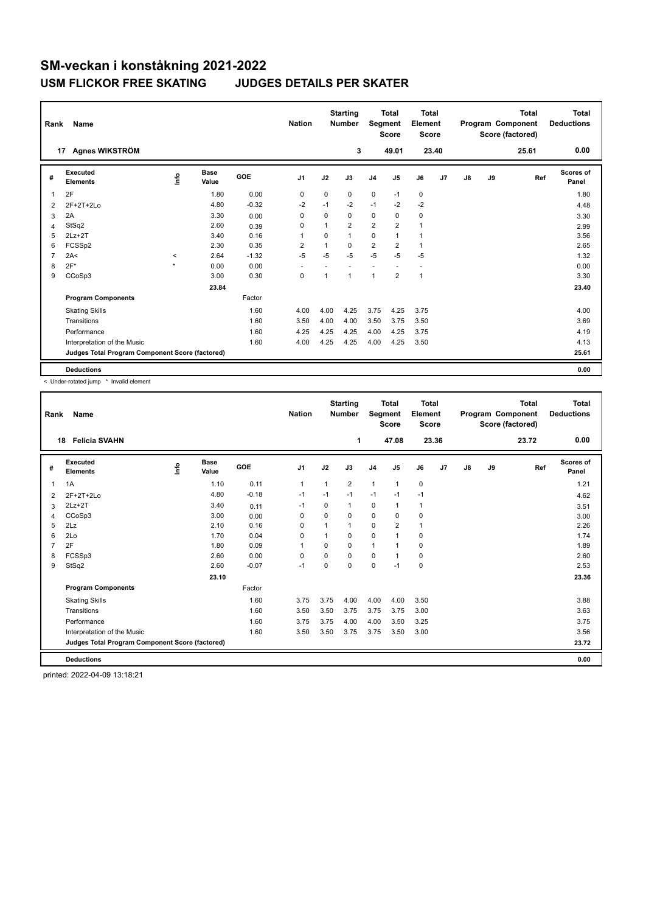# SM-veckan i konståkning 2021-2022

## USM FLICKOR FREE SKATING JUDGES DETAILS PER SKATER

| Rank | Name | Nation | Starting Number | Total Segment Score | Total Element Score | Total Program Component Score (factored) | Total Deductions |
|---|---|---|---|---|---|---|---|
| 17 | Agnes WIKSTRÖM | | 3 | 49.01 | 23.40 | 25.61 | 0.00 |

| # | Executed Elements | Info | Base Value | GOE | J1 | J2 | J3 | J4 | J5 | J6 | J7 | J8 | J9 | Ref | Scores of Panel |
|---|---|---|---|---|---|---|---|---|---|---|---|---|---|---|---|
| 1 | 2F | | 1.80 | 0.00 | 0 | 0 | 0 | 0 | -1 | 0 | | | | | 1.80 |
| 2 | 2F+2T+2Lo | | 4.80 | -0.32 | -2 | -1 | -2 | -1 | -2 | -2 | | | | | 4.48 |
| 3 | 2A | | 3.30 | 0.00 | 0 | 0 | 0 | 0 | 0 | 0 | | | | | 3.30 |
| 4 | StSq2 | | 2.60 | 0.39 | 0 | 1 | 2 | 2 | 2 | 1 | | | | | 2.99 |
| 5 | 2Lz+2T | | 3.40 | 0.16 | 1 | 0 | 1 | 0 | 1 | 1 | | | | | 3.56 |
| 6 | FCSSp2 | | 2.30 | 0.35 | 2 | 1 | 0 | 2 | 2 | 1 | | | | | 2.65 |
| 7 | 2A< | < | 2.64 | -1.32 | -5 | -5 | -5 | -5 | -5 | -5 | | | | | 1.32 |
| 8 | 2F* | * | 0.00 | 0.00 | - | - | - | - | - | - | | | | | 0.00 |
| 9 | CCoSp3 | | 3.00 | 0.30 | 0 | 1 | 1 | 1 | 2 | 1 | | | | | 3.30 |
| | | | 23.84 | | | | | | | | | | | | 23.40 |
| | **Program Components** | | | Factor | | | | | | | | | | | |
| | Skating Skills | | | 1.60 | 4.00 | 4.00 | 4.25 | 3.75 | 4.25 | 3.75 | | | | | 4.00 |
| | Transitions | | | 1.60 | 3.50 | 4.00 | 4.00 | 3.50 | 3.75 | 3.50 | | | | | 3.69 |
| | Performance | | | 1.60 | 4.25 | 4.25 | 4.25 | 4.00 | 4.25 | 3.75 | | | | | 4.19 |
| | Interpretation of the Music | | | 1.60 | 4.00 | 4.25 | 4.25 | 4.00 | 4.25 | 3.50 | | | | | 4.13 |
| | **Judges Total Program Component Score (factored)** | | | | | | | | | | | | | | 25.61 |
| | **Deductions** | | | | | | | | | | | | | | 0.00 |

< Under-rotated jump * Invalid element

| Rank | Name | Nation | Starting Number | Total Segment Score | Total Element Score | Total Program Component Score (factored) | Total Deductions |
|---|---|---|---|---|---|---|---|
| 18 | Felicia SVAHN | | 1 | 47.08 | 23.36 | 23.72 | 0.00 |

| # | Executed Elements | Info | Base Value | GOE | J1 | J2 | J3 | J4 | J5 | J6 | J7 | J8 | J9 | Ref | Scores of Panel |
|---|---|---|---|---|---|---|---|---|---|---|---|---|---|---|---|
| 1 | 1A | | 1.10 | 0.11 | 1 | 1 | 2 | 1 | 1 | 0 | | | | | 1.21 |
| 2 | 2F+2T+2Lo | | 4.80 | -0.18 | -1 | -1 | -1 | -1 | -1 | -1 | | | | | 4.62 |
| 3 | 2Lz+2T | | 3.40 | 0.11 | -1 | 0 | 1 | 0 | 1 | 1 | | | | | 3.51 |
| 4 | CCoSp3 | | 3.00 | 0.00 | 0 | 0 | 0 | 0 | 0 | 0 | | | | | 3.00 |
| 5 | 2Lz | | 2.10 | 0.16 | 0 | 1 | 1 | 0 | 2 | 1 | | | | | 2.26 |
| 6 | 2Lo | | 1.70 | 0.04 | 0 | 1 | 0 | 0 | 1 | 0 | | | | | 1.74 |
| 7 | 2F | | 1.80 | 0.09 | 1 | 0 | 0 | 1 | 1 | 0 | | | | | 1.89 |
| 8 | FCSSp3 | | 2.60 | 0.00 | 0 | 0 | 0 | 0 | 1 | 0 | | | | | 2.60 |
| 9 | StSq2 | | 2.60 | -0.07 | -1 | 0 | 0 | 0 | -1 | 0 | | | | | 2.53 |
| | | | 23.10 | | | | | | | | | | | | 23.36 |
| | **Program Components** | | | Factor | | | | | | | | | | | |
| | Skating Skills | | | 1.60 | 3.75 | 3.75 | 4.00 | 4.00 | 4.00 | 3.50 | | | | | 3.88 |
| | Transitions | | | 1.60 | 3.50 | 3.50 | 3.75 | 3.75 | 3.75 | 3.00 | | | | | 3.63 |
| | Performance | | | 1.60 | 3.75 | 3.75 | 4.00 | 4.00 | 3.50 | 3.25 | | | | | 3.75 |
| | Interpretation of the Music | | | 1.60 | 3.50 | 3.50 | 3.75 | 3.75 | 3.50 | 3.00 | | | | | 3.56 |
| | **Judges Total Program Component Score (factored)** | | | | | | | | | | | | | | 23.72 |
| | **Deductions** | | | | | | | | | | | | | | 0.00 |

printed: 2022-04-09 13:18:21